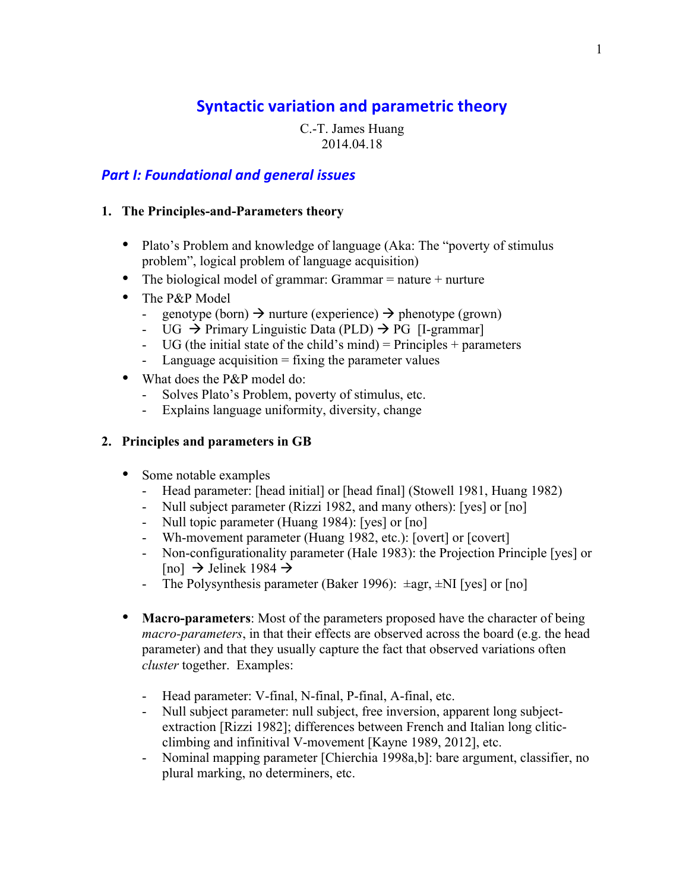# Syntactic variation and parametric theory

C.-T. James Huang
2014.04.18

## *Part I: Foundational and general issues*

### 1. The Principles-and-Parameters theory

- Plato's Problem and knowledge of language (Aka: The "poverty of stimulus problem", logical problem of language acquisition)
- The biological model of grammar: Grammar = nature + nurture
- The P&P Model
  - genotype (born) → nurture (experience) → phenotype (grown)
  - UG → Primary Linguistic Data (PLD) → PG [I-grammar]
  - UG (the initial state of the child's mind) = Principles + parameters
  - Language acquisition = fixing the parameter values
- What does the P&P model do:
  - Solves Plato's Problem, poverty of stimulus, etc.
  - Explains language uniformity, diversity, change

### 2. Principles and parameters in GB

- Some notable examples
  - Head parameter: [head initial] or [head final] (Stowell 1981, Huang 1982)
  - Null subject parameter (Rizzi 1982, and many others): [yes] or [no]
  - Null topic parameter (Huang 1984): [yes] or [no]
  - Wh-movement parameter (Huang 1982, etc.): [overt] or [covert]
  - Non-configurationality parameter (Hale 1983): the Projection Principle [yes] or [no] → Jelinek 1984 →
  - The Polysynthesis parameter (Baker 1996): ±agr, ±NI [yes] or [no]

- **Macro-parameters**: Most of the parameters proposed have the character of being *macro-parameters*, in that their effects are observed across the board (e.g. the head parameter) and that they usually capture the fact that observed variations often *cluster* together. Examples:

  - Head parameter: V-final, N-final, P-final, A-final, etc.
  - Null subject parameter: null subject, free inversion, apparent long subject-extraction [Rizzi 1982]; differences between French and Italian long clitic-climbing and infinitival V-movement [Kayne 1989, 2012], etc.
  - Nominal mapping parameter [Chierchia 1998a,b]: bare argument, classifier, no plural marking, no determiners, etc.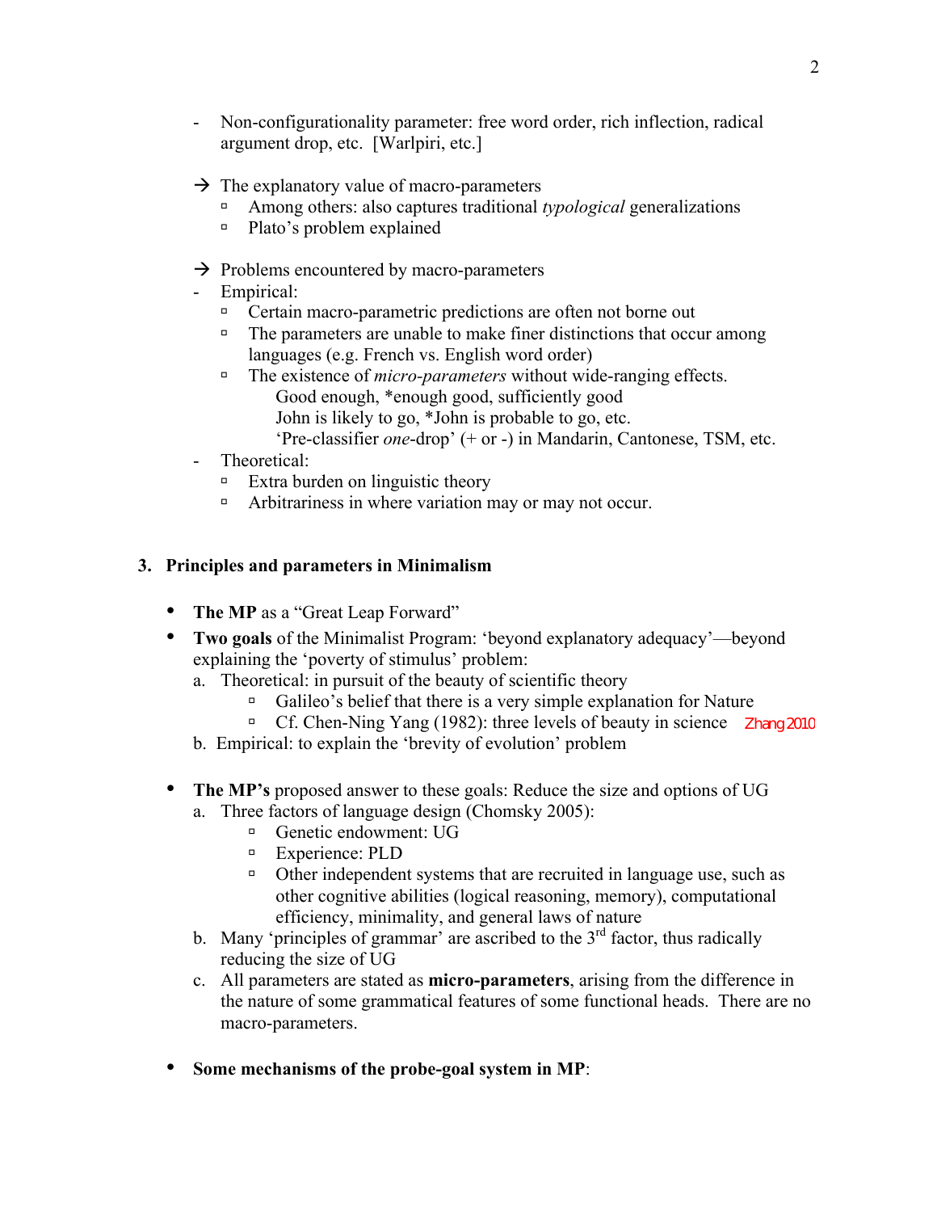- Non-configurationality parameter: free word order, rich inflection, radical argument drop, etc. [Warlpiri, etc.]

→ The explanatory value of macro-parameters
  - Among others: also captures traditional *typological* generalizations
  - Plato's problem explained

→ Problems encountered by macro-parameters
- Empirical:
  - Certain macro-parametric predictions are often not borne out
  - The parameters are unable to make finer distinctions that occur among languages (e.g. French vs. English word order)
  - The existence of *micro-parameters* without wide-ranging effects.
    Good enough, *enough good, sufficiently good
    John is likely to go, *John is probable to go, etc.
    'Pre-classifier *one*-drop' (+ or -) in Mandarin, Cantonese, TSM, etc.
- Theoretical:
  - Extra burden on linguistic theory
  - Arbitrariness in where variation may or may not occur.

## 3. Principles and parameters in Minimalism

- **The MP** as a "Great Leap Forward"
- **Two goals** of the Minimalist Program: 'beyond explanatory adequacy'—beyond explaining the 'poverty of stimulus' problem:
  a. Theoretical: in pursuit of the beauty of scientific theory
     - Galileo's belief that there is a very simple explanation for Nature
     - Cf. Chen-Ning Yang (1982): three levels of beauty in science   Zhang 2010
  b. Empirical: to explain the 'brevity of evolution' problem

- **The MP's** proposed answer to these goals: Reduce the size and options of UG
  a. Three factors of language design (Chomsky 2005):
     - Genetic endowment: UG
     - Experience: PLD
     - Other independent systems that are recruited in language use, such as other cognitive abilities (logical reasoning, memory), computational efficiency, minimality, and general laws of nature
  b. Many 'principles of grammar' are ascribed to the 3rd factor, thus radically reducing the size of UG
  c. All parameters are stated as **micro-parameters**, arising from the difference in the nature of some grammatical features of some functional heads. There are no macro-parameters.

- **Some mechanisms of the probe-goal system in MP**: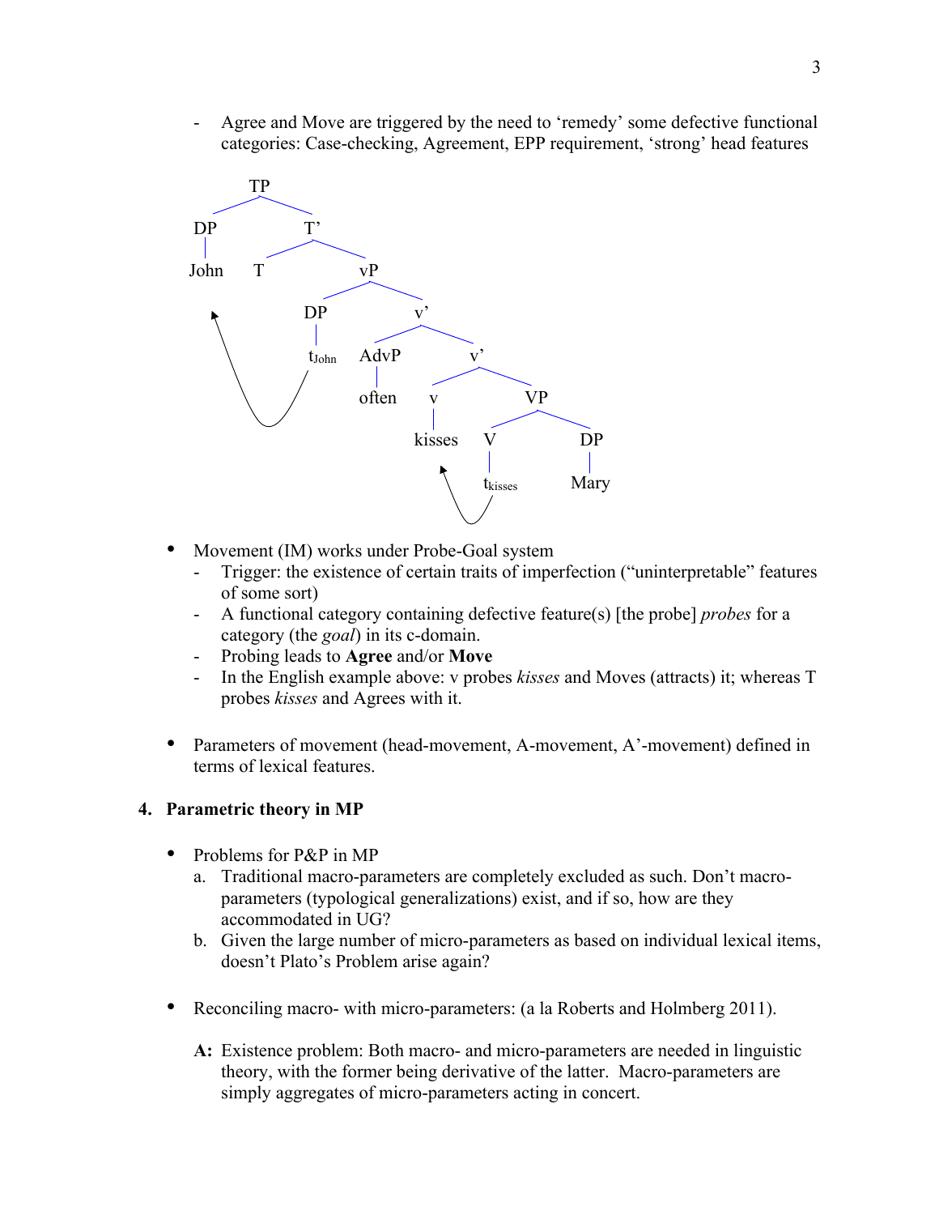- Agree and Move are triggered by the need to 'remedy' some defective functional categories: Case-checking, Agreement, EPP requirement, 'strong' head features

```
[TP [DP John] [T' T [vP [DP t_John] [v' [AdvP often] [v' [v kisses] [VP [V t_kisses] [DP Mary]]]]]]]
```

- Movement (IM) works under Probe-Goal system
  - Trigger: the existence of certain traits of imperfection ("uninterpretable" features of some sort)
  - A functional category containing defective feature(s) [the probe] *probes* for a category (the *goal*) in its c-domain.
  - Probing leads to **Agree** and/or **Move**
  - In the English example above: v probes *kisses* and Moves (attracts) it; whereas T probes *kisses* and Agrees with it.

- Parameters of movement (head-movement, A-movement, A'-movement) defined in terms of lexical features.

## 4. Parametric theory in MP

- Problems for P&P in MP
  a. Traditional macro-parameters are completely excluded as such. Don't macro-parameters (typological generalizations) exist, and if so, how are they accommodated in UG?
  b. Given the large number of micro-parameters as based on individual lexical items, doesn't Plato's Problem arise again?

- Reconciling macro- with micro-parameters: (a la Roberts and Holmberg 2011).

  **A:** Existence problem: Both macro- and micro-parameters are needed in linguistic theory, with the former being derivative of the latter. Macro-parameters are simply aggregates of micro-parameters acting in concert.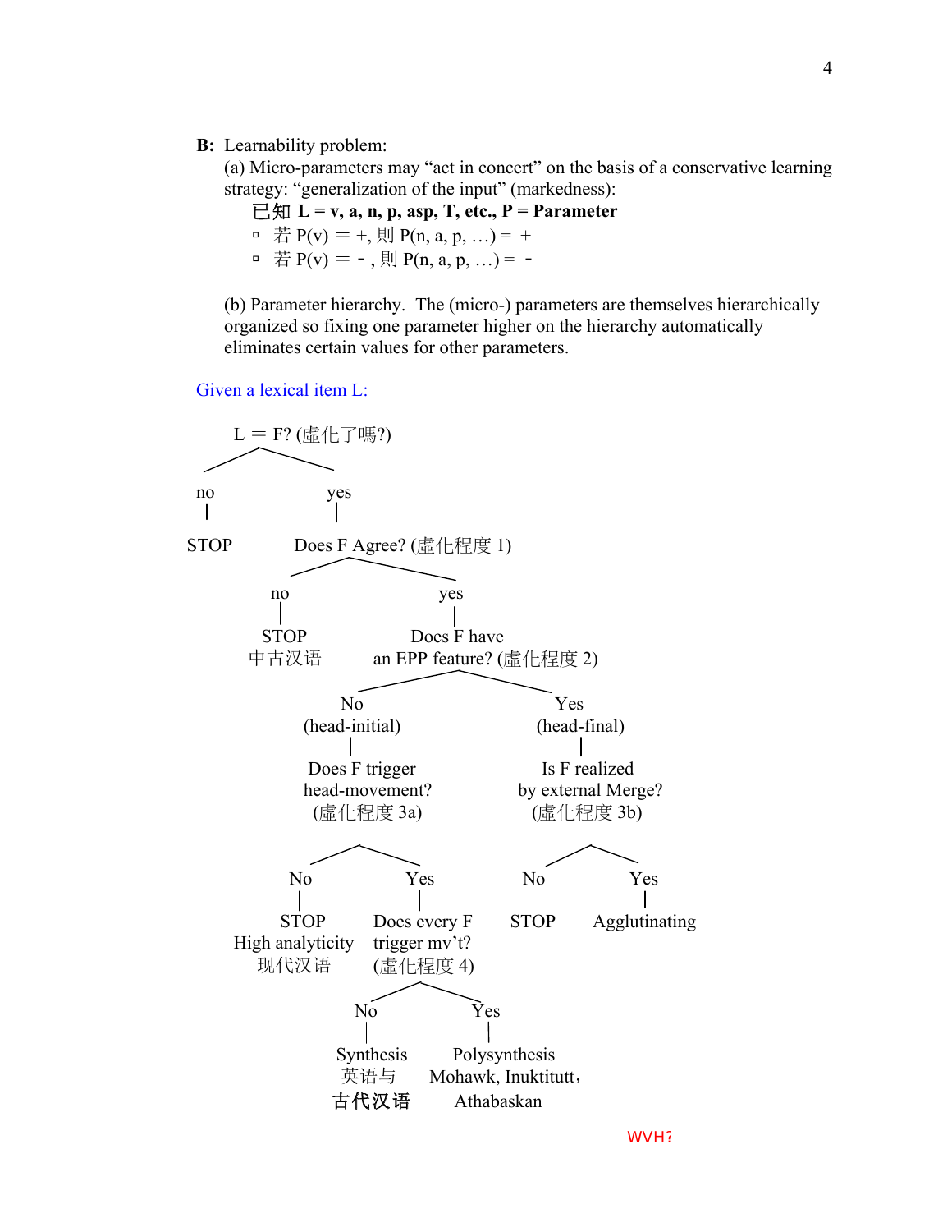**B:** Learnability problem:

(a) Micro-parameters may “act in concert” on the basis of a conservative learning strategy: “generalization of the input” (markedness):

**已知 L = v, a, n, p, asp, T, etc., P = Parameter**

- 若 P(v) ＝ +, 則 P(n, a, p, …) ＝ ＋
- 若 P(v) ＝ - , 則 P(n, a, p, …) ＝ -

(b) Parameter hierarchy. The (micro-) parameters are themselves hierarchically organized so fixing one parameter higher on the hierarchy automatically eliminates certain values for other parameters.

Given a lexical item L:

```
L ＝ F? (虛化了嗎?)
├── no
│   └── STOP
└── yes
    └── Does F Agree? (虛化程度 1)
        ├── no
        │   └── STOP
        │       中古汉语
        └── yes
            └── Does F have an EPP feature? (虛化程度 2)
                ├── No (head-initial)
                │   └── Does F trigger head-movement? (虛化程度 3a)
                │       ├── No
                │       │   └── STOP
                │       │       High analyticity
                │       │       现代汉语
                │       └── Yes
                │           └── Does every F trigger mv't? (虛化程度 4)
                │               ├── No
                │               │   └── Synthesis
                │               │       英语与
                │               │       古代汉语
                │               └── Yes
                │                   └── Polysynthesis
                │                       Mohawk, Inuktitutt,
                │                       Athabaskan
                └── Yes (head-final)
                    └── Is F realized by external Merge? (虛化程度 3b)
                        ├── No
                        │   └── STOP
                        └── Yes
                            └── Agglutinating
```

WVH?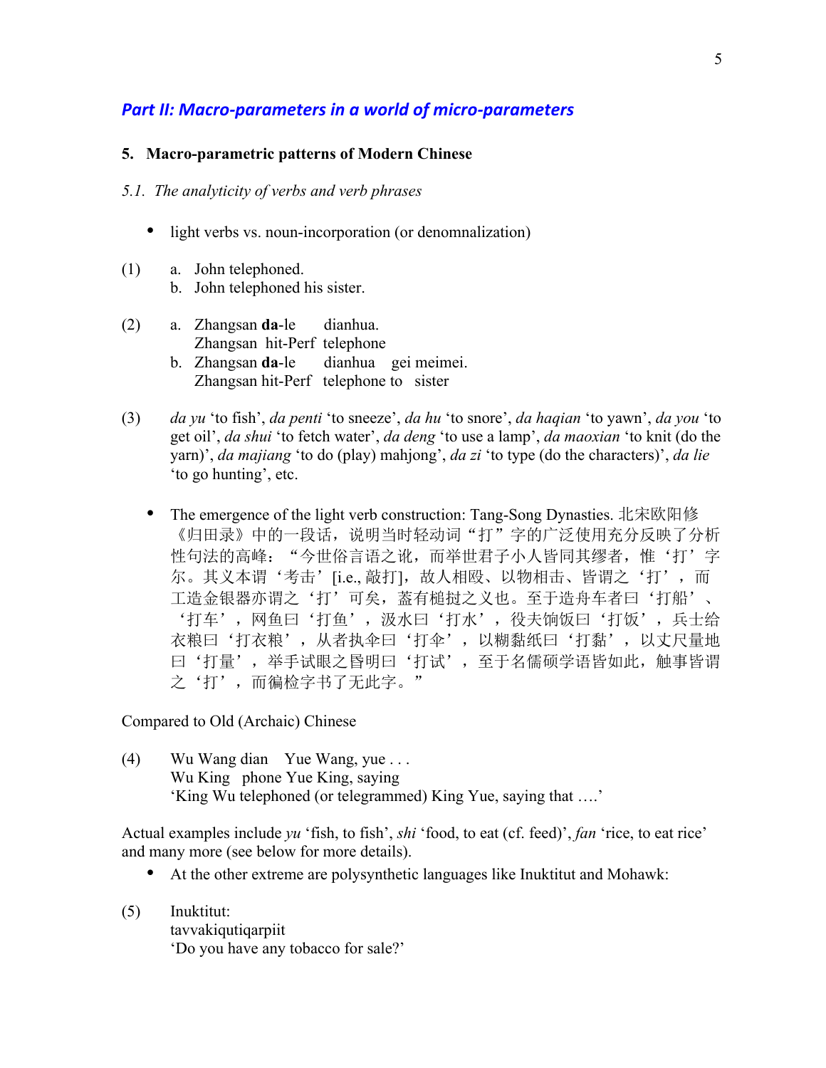## *Part II: Macro-parameters in a world of micro-parameters*

### 5. Macro-parametric patterns of Modern Chinese

*5.1. The analyticity of verbs and verb phrases*

- light verbs vs. noun-incorporation (or denomnalization)

(1) a. John telephoned.
 b. John telephoned his sister.

(2) a. Zhangsan **da**-le dianhua.
 Zhangsan hit-Perf telephone
 b. Zhangsan **da**-le dianhua gei meimei.
 Zhangsan hit-Perf telephone to sister

(3) *da yu* 'to fish', *da penti* 'to sneeze', *da hu* 'to snore', *da haqian* 'to yawn', *da you* 'to get oil', *da shui* 'to fetch water', *da deng* 'to use a lamp', *da maoxian* 'to knit (do the yarn)', *da majiang* 'to do (play) mahjong', *da zi* 'to type (do the characters)', *da lie* 'to go hunting', etc.

- The emergence of the light verb construction: Tang-Song Dynasties. 北宋欧阳修《归田录》中的一段话，说明当时轻动词"打"字的广泛使用充分反映了分析性句法的高峰："今世俗言语之讹，而举世君子小人皆同其缪者，惟'打'字尔。其义本谓'考击'[i.e., 敲打]，故人相殴、以物相击、皆谓之'打'，而工造金银器亦谓之'打'可矣，盖有槌挝之义也。至于造舟车者曰'打船'、'打车'，网鱼曰'打鱼'，汲水曰'打水'，役夫饷饭曰'打饭'，兵士给衣粮曰'打衣粮'，从者执伞曰'打伞'，以糊黏纸曰'打黏'，以丈尺量地曰'打量'，举手试眼之昏明曰'打试'，至于名儒硕学语皆如此，触事皆谓之'打'，而徧检字书了无此字。"

Compared to Old (Archaic) Chinese

(4) Wu Wang dian Yue Wang, yue . . .
 Wu King phone Yue King, saying
 'King Wu telephoned (or telegrammed) King Yue, saying that ….'

Actual examples include *yu* 'fish, to fish', *shi* 'food, to eat (cf. feed)', *fan* 'rice, to eat rice' and many more (see below for more details).

- At the other extreme are polysynthetic languages like Inuktitut and Mohawk:

(5) Inuktitut:
 tavvakiqutiqarpiit
 'Do you have any tobacco for sale?'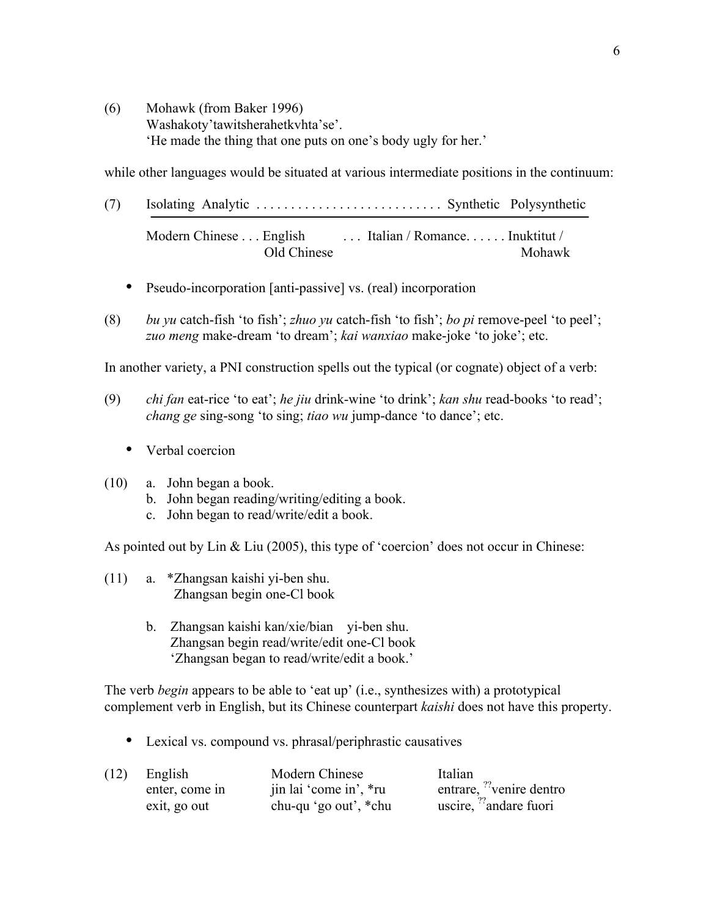(6) Mohawk (from Baker 1996)
Washakoty'tawitsherahetkvhta'se'.
'He made the thing that one puts on one's body ugly for her.'

while other languages would be situated at various intermediate positions in the continuum:

(7) Isolating Analytic . . . . . . . . . . . . . . . . . . . . . . . . . . . Synthetic Polysynthetic

Modern Chinese . . . English . . . Italian / Romance. . . . . . Inuktitut /
Old Chinese Mohawk

- Pseudo-incorporation [anti-passive] vs. (real) incorporation

(8) *bu yu* catch-fish 'to fish'; *zhuo yu* catch-fish 'to fish'; *bo pi* remove-peel 'to peel'; *zuo meng* make-dream 'to dream'; *kai wanxiao* make-joke 'to joke'; etc.

In another variety, a PNI construction spells out the typical (or cognate) object of a verb:

(9) *chi fan* eat-rice 'to eat'; *he jiu* drink-wine 'to drink'; *kan shu* read-books 'to read'; *chang ge* sing-song 'to sing; *tiao wu* jump-dance 'to dance'; etc.

- Verbal coercion

(10) a. John began a book.
b. John began reading/writing/editing a book.
c. John began to read/write/edit a book.

As pointed out by Lin & Liu (2005), this type of 'coercion' does not occur in Chinese:

(11) a. *Zhangsan kaishi yi-ben shu.
Zhangsan begin one-Cl book

b. Zhangsan kaishi kan/xie/bian yi-ben shu.
Zhangsan begin read/write/edit one-Cl book
'Zhangsan began to read/write/edit a book.'

The verb *begin* appears to be able to 'eat up' (i.e., synthesizes with) a prototypical complement verb in English, but its Chinese counterpart *kaishi* does not have this property.

- Lexical vs. compound vs. phrasal/periphrastic causatives

(12)

| English | Modern Chinese | Italian |
|---|---|---|
| enter, come in | jin lai 'come in', *ru | entrare, ??venire dentro |
| exit, go out | chu-qu 'go out', *chu | uscire, ??andare fuori |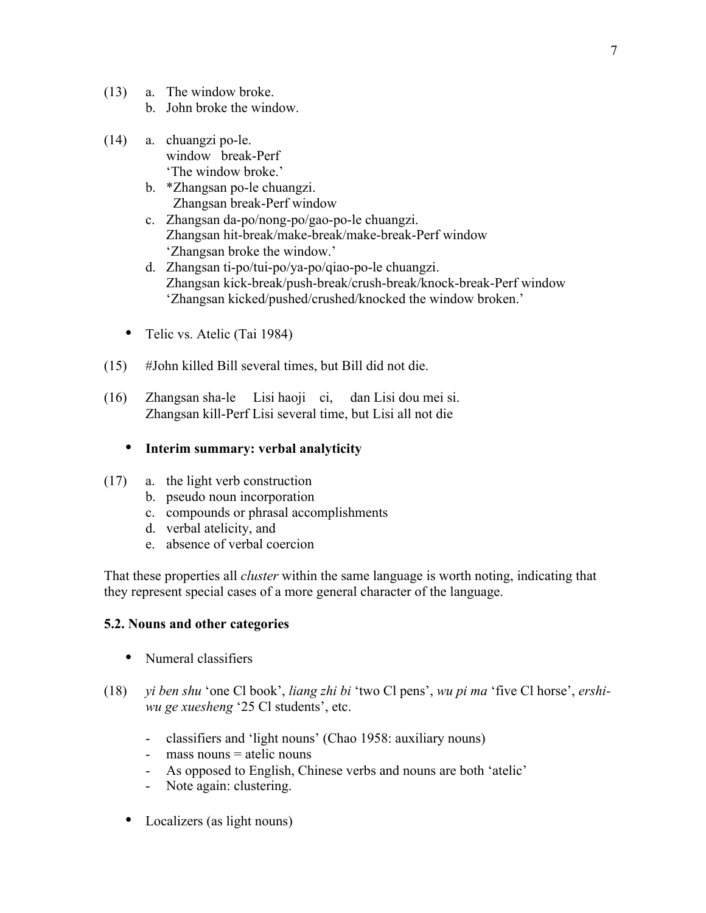(13) a. The window broke.
     b. John broke the window.

(14) a. chuangzi po-le.
        window break-Perf
        'The window broke.'
     b. *Zhangsan po-le chuangzi.
        Zhangsan break-Perf window
     c. Zhangsan da-po/nong-po/gao-po-le chuangzi.
        Zhangsan hit-break/make-break/make-break-Perf window
        'Zhangsan broke the window.'
     d. Zhangsan ti-po/tui-po/ya-po/qiao-po-le chuangzi.
        Zhangsan kick-break/push-break/crush-break/knock-break-Perf window
        'Zhangsan kicked/pushed/crushed/knocked the window broken.'

- Telic vs. Atelic (Tai 1984)

(15) #John killed Bill several times, but Bill did not die.

(16) Zhangsan sha-le Lisi haoji ci, dan Lisi dou mei si.
     Zhangsan kill-Perf Lisi several time, but Lisi all not die

- **Interim summary: verbal analyticity**

(17) a. the light verb construction
     b. pseudo noun incorporation
     c. compounds or phrasal accomplishments
     d. verbal atelicity, and
     e. absence of verbal coercion

That these properties all *cluster* within the same language is worth noting, indicating that they represent special cases of a more general character of the language.

## 5.2. Nouns and other categories

- Numeral classifiers

(18) *yi ben shu* 'one Cl book', *liang zhi bi* 'two Cl pens', *wu pi ma* 'five Cl horse', *ershi-wu ge xuesheng* '25 Cl students', etc.

  - classifiers and 'light nouns' (Chao 1958: auxiliary nouns)
  - mass nouns = atelic nouns
  - As opposed to English, Chinese verbs and nouns are both 'atelic'
  - Note again: clustering.

- Localizers (as light nouns)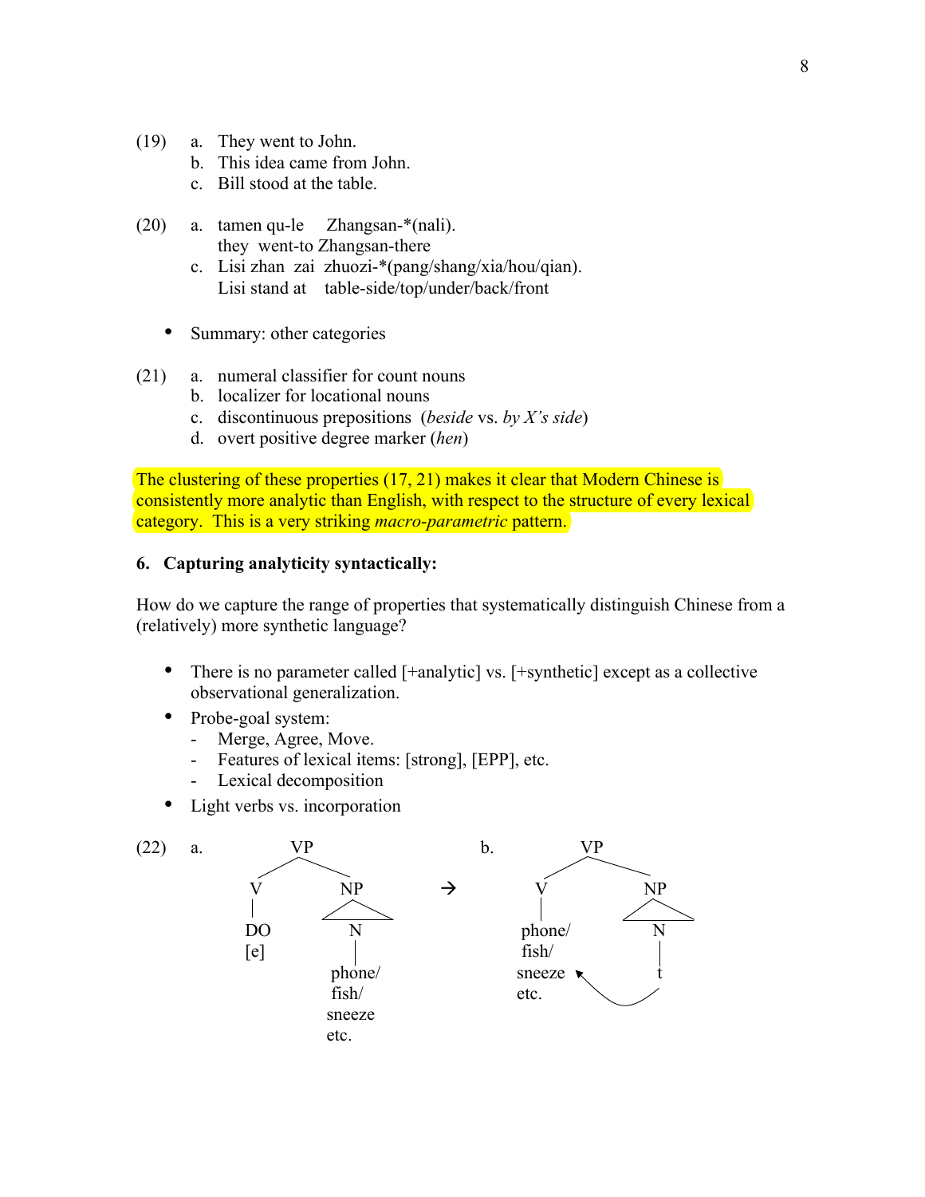(19) a. They went to John.
     b. This idea came from John.
     c. Bill stood at the table.

(20) a. tamen qu-le Zhangsan-*(nali).
        they went-to Zhangsan-there
     c. Lisi zhan zai zhuozi-*(pang/shang/xia/hou/qian).
        Lisi stand at table-side/top/under/back/front

- Summary: other categories

(21) a. numeral classifier for count nouns
     b. localizer for locational nouns
     c. discontinuous prepositions (*beside* vs. *by X's side*)
     d. overt positive degree marker (*hen*)

The clustering of these properties (17, 21) makes it clear that Modern Chinese is consistently more analytic than English, with respect to the structure of every lexical category. This is a very striking *macro-parametric* pattern.

**6. Capturing analyticity syntactically:**

How do we capture the range of properties that systematically distinguish Chinese from a (relatively) more synthetic language?

- There is no parameter called [+analytic] vs. [+synthetic] except as a collective observational generalization.
- Probe-goal system:
  - Merge, Agree, Move.
  - Features of lexical items: [strong], [EPP], etc.
  - Lexical decomposition
- Light verbs vs. incorporation

(22) a. [VP [V DO [e]] [NP [N phone/fish/sneeze etc.]]] → b. [VP [V phone/fish/sneeze etc.] [NP [N t]]]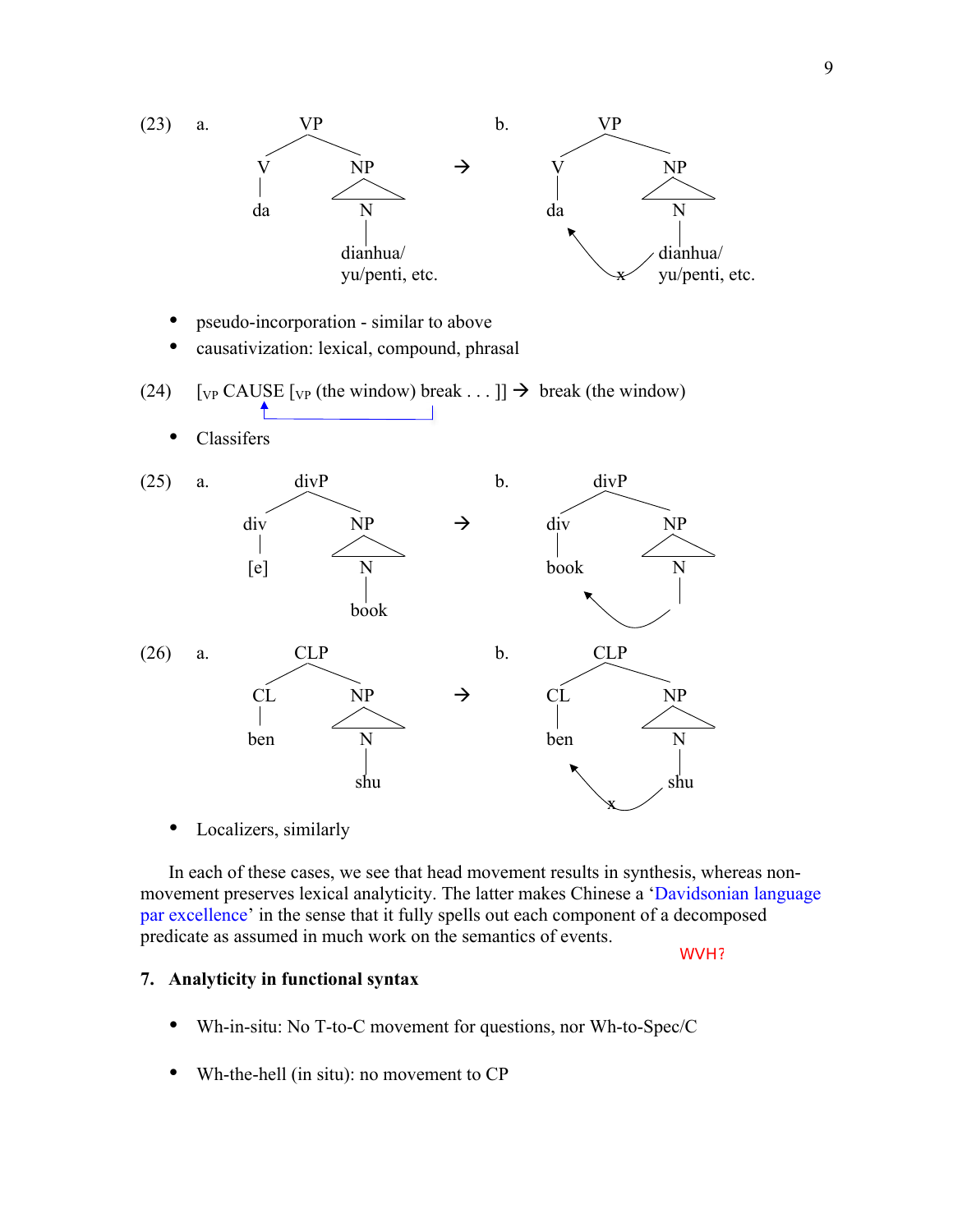(23) a. [VP [V da] [NP [N dianhua/ yu/penti, etc.]]] → b. [VP [V da] [NP [N dianhua/ yu/penti, etc.]]] (movement of N to V blocked: x)

- pseudo-incorporation - similar to above
- causativization: lexical, compound, phrasal

(24) [$_{VP}$ CAUSE [$_{VP}$ (the window) break . . . ]] → break (the window)

- Classifers

(25) a. [divP [div [e]] [NP [N book]]] → b. [divP [div book] [NP [N ]]]

(26) a. [CLP [CL ben] [NP [N shu]]] → b. [CLP [CL ben] [NP [N shu]]] (movement of N to CL blocked: x)

- Localizers, similarly

In each of these cases, we see that head movement results in synthesis, whereas non-movement preserves lexical analyticity. The latter makes Chinese a 'Davidsonian language par excellence' in the sense that it fully spells out each component of a decomposed predicate as assumed in much work on the semantics of events.

WVH?

## 7. Analyticity in functional syntax

- Wh-in-situ: No T-to-C movement for questions, nor Wh-to-Spec/C
- Wh-the-hell (in situ): no movement to CP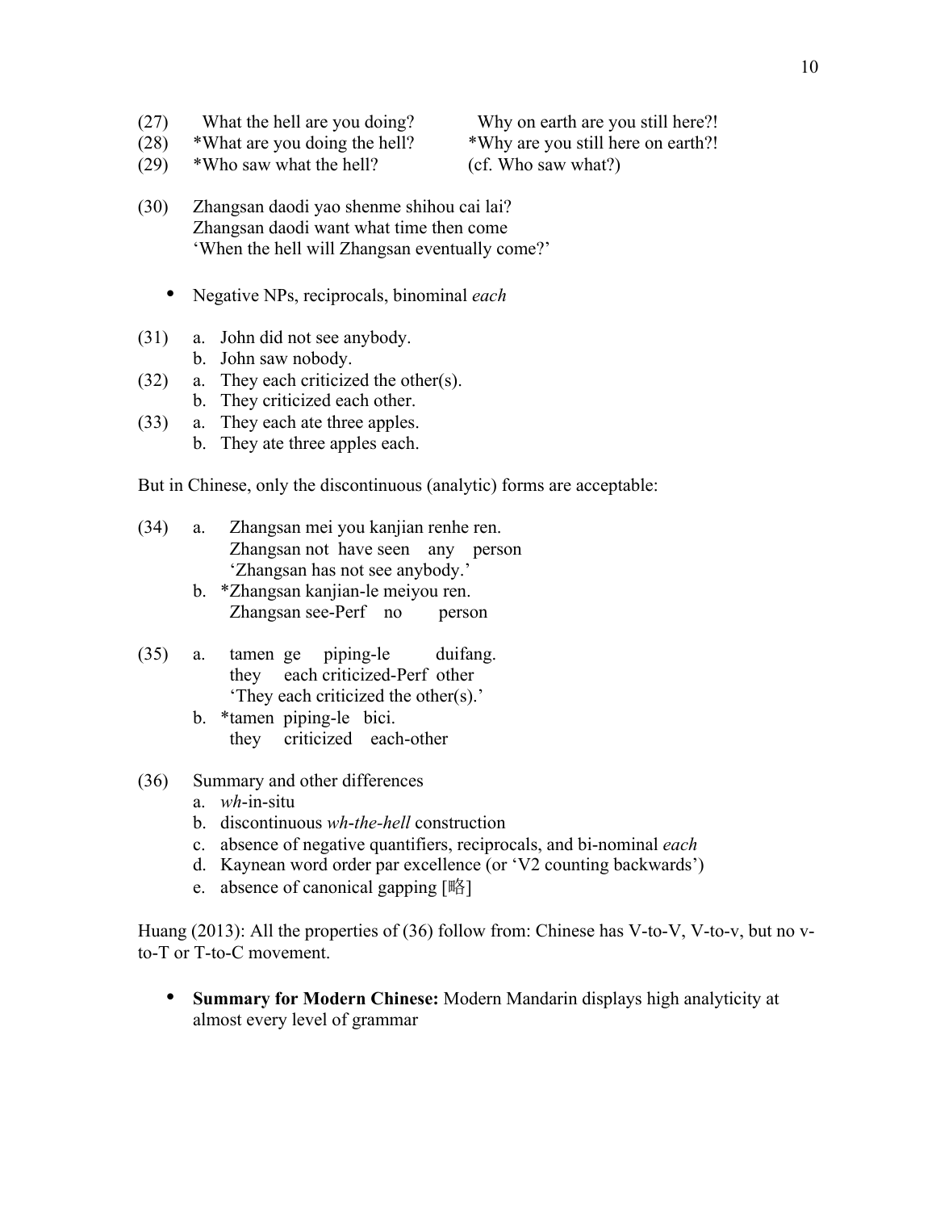(27) What the hell are you doing? Why on earth are you still here?!
(28) *What are you doing the hell? *Why are you still here on earth?!
(29) *Who saw what the hell? (cf. Who saw what?)

(30) Zhangsan daodi yao shenme shihou cai lai?
Zhangsan daodi want what time then come
'When the hell will Zhangsan eventually come?'

- Negative NPs, reciprocals, binominal *each*

(31) a. John did not see anybody.
b. John saw nobody.

(32) a. They each criticized the other(s).
b. They criticized each other.

(33) a. They each ate three apples.
b. They ate three apples each.

But in Chinese, only the discontinuous (analytic) forms are acceptable:

(34) a. Zhangsan mei you kanjian renhe ren.
Zhangsan not have seen any person
'Zhangsan has not see anybody.'
b. *Zhangsan kanjian-le meiyou ren.
Zhangsan see-Perf no person

(35) a. tamen ge piping-le duifang.
they each criticized-Perf other
'They each criticized the other(s).'
b. *tamen piping-le bici.
they criticized each-other

(36) Summary and other differences
a. *wh*-in-situ
b. discontinuous *wh-the-hell* construction
c. absence of negative quantifiers, reciprocals, and bi-nominal *each*
d. Kaynean word order par excellence (or 'V2 counting backwards')
e. absence of canonical gapping [略]

Huang (2013): All the properties of (36) follow from: Chinese has V-to-V, V-to-v, but no v-to-T or T-to-C movement.

- **Summary for Modern Chinese:** Modern Mandarin displays high analyticity at almost every level of grammar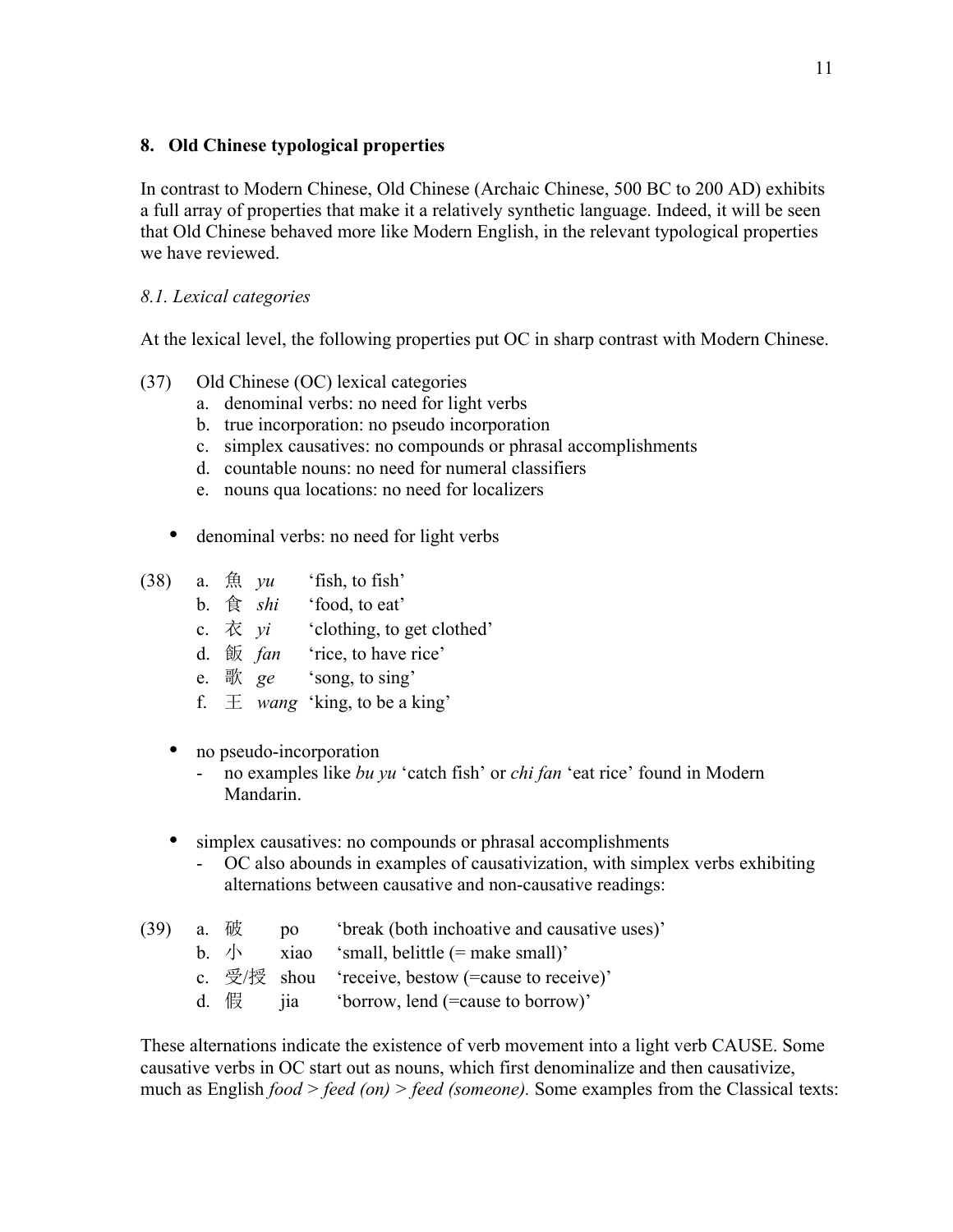## 8. Old Chinese typological properties

In contrast to Modern Chinese, Old Chinese (Archaic Chinese, 500 BC to 200 AD) exhibits a full array of properties that make it a relatively synthetic language. Indeed, it will be seen that Old Chinese behaved more like Modern English, in the relevant typological properties we have reviewed.

### *8.1. Lexical categories*

At the lexical level, the following properties put OC in sharp contrast with Modern Chinese.

(37) Old Chinese (OC) lexical categories
  a. denominal verbs: no need for light verbs
  b. true incorporation: no pseudo incorporation
  c. simplex causatives: no compounds or phrasal accomplishments
  d. countable nouns: no need for numeral classifiers
  e. nouns qua locations: no need for localizers

- denominal verbs: no need for light verbs

(38)
  a. 魚 *yu* 'fish, to fish'
  b. 食 *shi* 'food, to eat'
  c. 衣 *yi* 'clothing, to get clothed'
  d. 飯 *fan* 'rice, to have rice'
  e. 歌 *ge* 'song, to sing'
  f. 王 *wang* 'king, to be a king'

- no pseudo-incorporation
  - no examples like *bu yu* 'catch fish' or *chi fan* 'eat rice' found in Modern Mandarin.

- simplex causatives: no compounds or phrasal accomplishments
  - OC also abounds in examples of causativization, with simplex verbs exhibiting alternations between causative and non-causative readings:

(39)
  a. 破 po 'break (both inchoative and causative uses)'
  b. 小 xiao 'small, belittle (= make small)'
  c. 受/授 shou 'receive, bestow (=cause to receive)'
  d. 假 jia 'borrow, lend (=cause to borrow)'

These alternations indicate the existence of verb movement into a light verb CAUSE. Some causative verbs in OC start out as nouns, which first denominalize and then causativize, much as English *food* > *feed (on)* > *feed (someone).* Some examples from the Classical texts: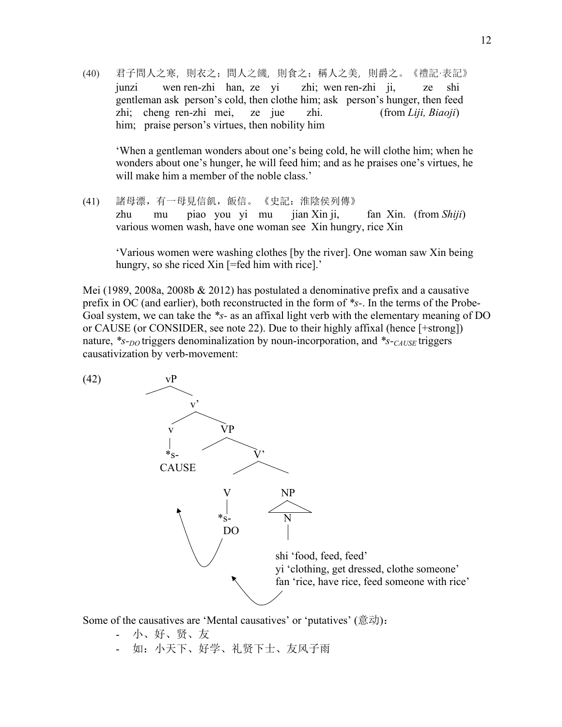(40) 君子問人之寒，則衣之；問人之饑，則食之；稱人之美，則爵之。《禮記·表記》
junzi wen ren-zhi han, ze yi zhi; wen ren-zhi ji, ze shi
gentleman ask person's cold, then clothe him; ask person's hunger, then feed
zhi; cheng ren-zhi mei, ze jue zhi. (from *Liji, Biaoji*)
him; praise person's virtues, then nobility him

'When a gentleman wonders about one's being cold, he will clothe him; when he wonders about one's hunger, he will feed him; and as he praises one's virtues, he will make him a member of the noble class.'

(41) 諸母漂，有一母見信飢，飯信。《史記：淮陰侯列傳》
zhu mu piao you yi mu jian Xin ji, fan Xin. (from *Shiji*)
various women wash, have one woman see Xin hungry, rice Xin

'Various women were washing clothes [by the river]. One woman saw Xin being hungry, so she riced Xin [=fed him with rice].'

Mei (1989, 2008a, 2008b & 2012) has postulated a denominative prefix and a causative prefix in OC (and earlier), both reconstructed in the form of *s-. In the terms of the Probe-Goal system, we can take the *s- as an affixal light verb with the elementary meaning of DO or CAUSE (or CONSIDER, see note 22). Due to their highly affixal (hence [+strong]) nature, *s-$_{DO}$ triggers denominalization by noun-incorporation, and *s-$_{CAUSE}$ triggers causativization by verb-movement:

(42)

```
vP
 └─ v'
     ├─ v
     │   *s-
     │   CAUSE
     └─ VP
         └─ V'
             ├─ V
             │   *s-
             │   DO
             └─ NP
                 N
                 shi 'food, feed, feed'
                 yi 'clothing, get dressed, clothe someone'
                 fan 'rice, have rice, feed someone with rice'
```

Some of the causatives are 'Mental causatives' or 'putatives' (意动)：

- 小、好、贤、友
- 如：小天下、好学、礼贤下士、友风子雨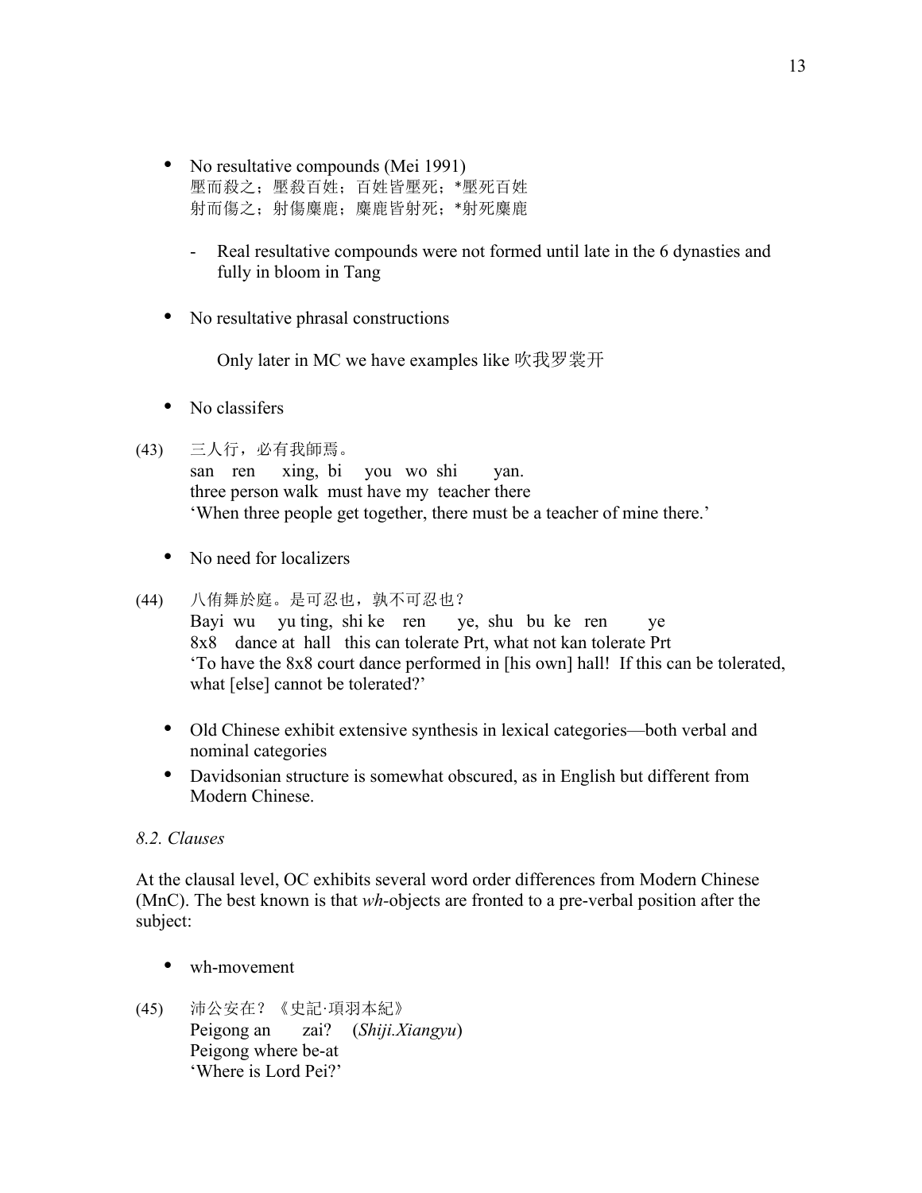- No resultative compounds (Mei 1991)
  壓而殺之；壓殺百姓；百姓皆壓死；*壓死百姓
  射而傷之；射傷麋鹿；麋鹿皆射死；*射死麋鹿

  - Real resultative compounds were not formed until late in the 6 dynasties and fully in bloom in Tang

- No resultative phrasal constructions

  Only later in MC we have examples like 吹我罗裳开

- No classifers

(43) 三人行，必有我師焉。
     san ren xing, bi you wo shi yan.
     three person walk must have my teacher there
     'When three people get together, there must be a teacher of mine there.'

- No need for localizers

(44) 八佾舞於庭。是可忍也，孰不可忍也？
     Bayi wu yu ting, shi ke ren ye, shu bu ke ren ye
     8x8 dance at hall this can tolerate Prt, what not kan tolerate Prt
     'To have the 8x8 court dance performed in [his own] hall! If this can be tolerated, what [else] cannot be tolerated?'

- Old Chinese exhibit extensive synthesis in lexical categories—both verbal and nominal categories
- Davidsonian structure is somewhat obscured, as in English but different from Modern Chinese.

*8.2. Clauses*

At the clausal level, OC exhibits several word order differences from Modern Chinese (MnC). The best known is that *wh*-objects are fronted to a pre-verbal position after the subject:

- wh-movement

(45) 沛公安在？《史記·項羽本紀》
     Peigong an zai? (*Shiji.Xiangyu*)
     Peigong where be-at
     'Where is Lord Pei?'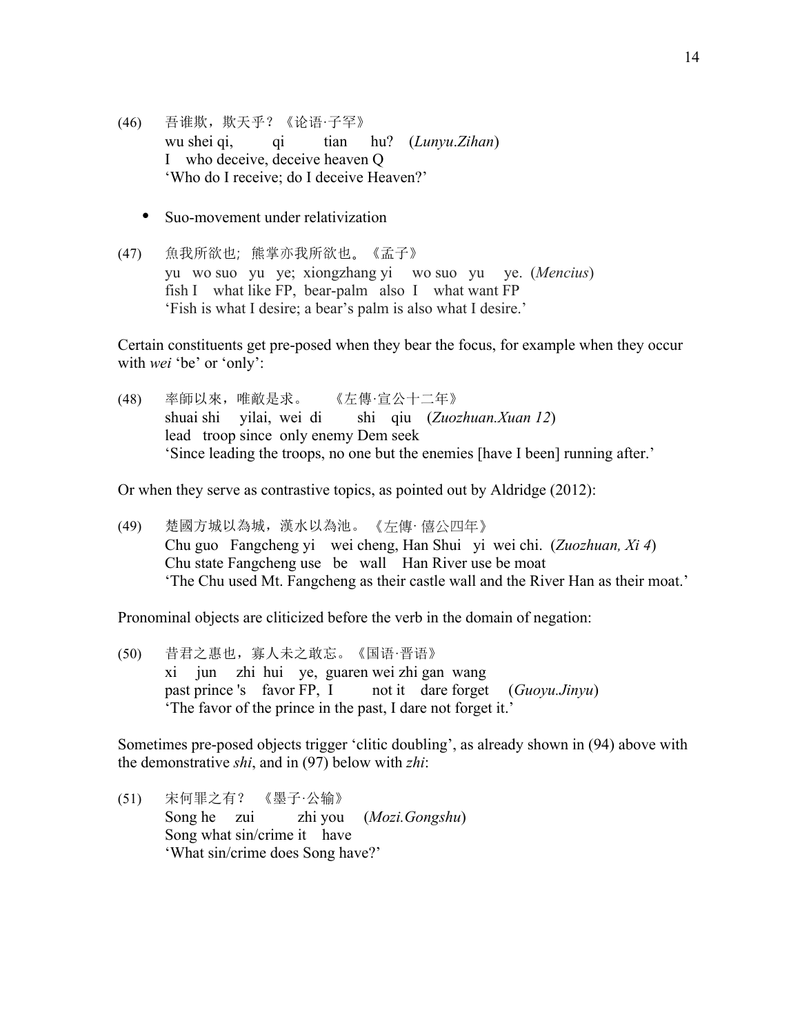(46) 吾谁欺，欺天乎？《论语·子罕》
wu shei qi, qi tian hu? (*Lunyu.Zihan*)
I who deceive, deceive heaven Q
'Who do I receive; do I deceive Heaven?'

- Suo-movement under relativization

(47) 魚我所欲也；熊掌亦我所欲也。《孟子》
yu wo suo yu ye; xiongzhang yi wo suo yu ye. (*Mencius*)
fish I what like FP, bear-palm also I what want FP
'Fish is what I desire; a bear's palm is also what I desire.'

Certain constituents get pre-posed when they bear the focus, for example when they occur with *wei* 'be' or 'only':

(48) 率師以來，唯敵是求。《左傳·宣公十二年》
shuai shi yilai, wei di shi qiu (*Zuozhuan.Xuan 12*)
lead troop since only enemy Dem seek
'Since leading the troops, no one but the enemies [have I been] running after.'

Or when they serve as contrastive topics, as pointed out by Aldridge (2012):

(49) 楚國方城以為城，漢水以為池。《左傳· 僖公四年》
Chu guo Fangcheng yi wei cheng, Han Shui yi wei chi. (*Zuozhuan, Xi 4*)
Chu state Fangcheng use be wall Han River use be moat
'The Chu used Mt. Fangcheng as their castle wall and the River Han as their moat.'

Pronominal objects are cliticized before the verb in the domain of negation:

(50) 昔君之惠也，寡人未之敢忘。《国语·晋语》
xi jun zhi hui ye, guaren wei zhi gan wang
past prince 's favor FP, I not it dare forget (*Guoyu.Jinyu*)
'The favor of the prince in the past, I dare not forget it.'

Sometimes pre-posed objects trigger 'clitic doubling', as already shown in (94) above with the demonstrative *shi*, and in (97) below with *zhi*:

(51) 宋何罪之有？《墨子·公输》
Song he zui zhi you (*Mozi.Gongshu*)
Song what sin/crime it have
'What sin/crime does Song have?'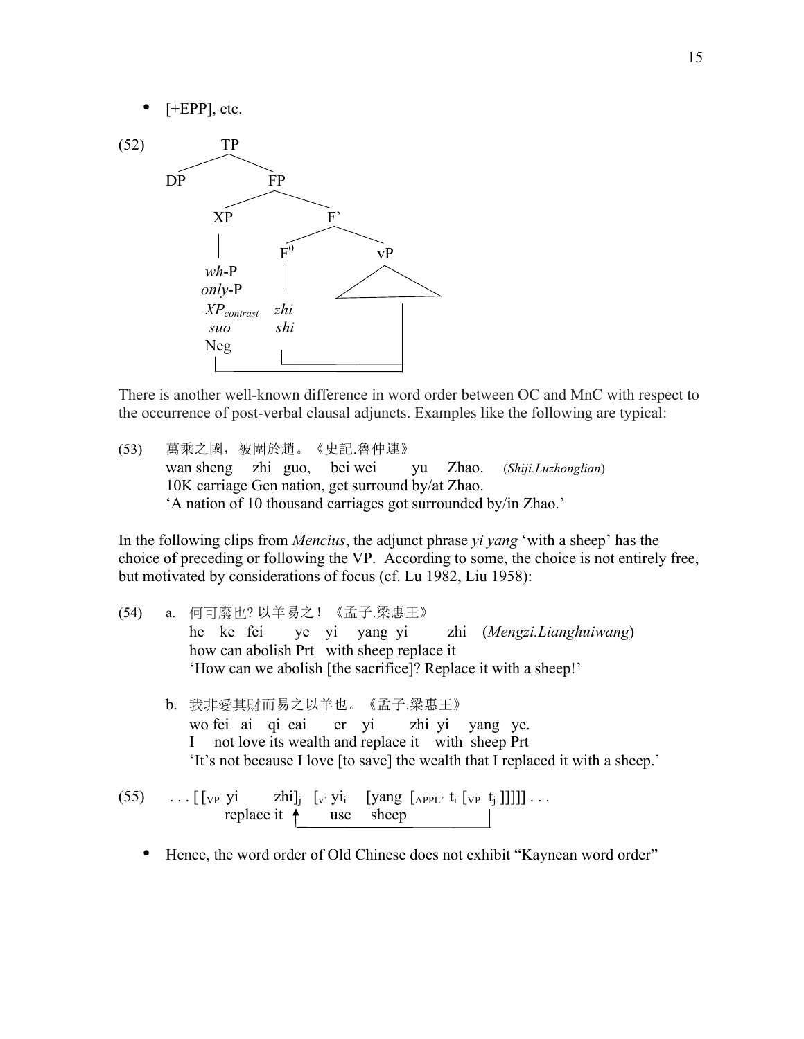- [+EPP], etc.

(52)

```
                TP
              /    \
            DP      FP
                  /    \
                XP      F'
                |      /   \
                |    F0     vP
              wh-P   |      /\
              only-P |     /  \
          XPcontrast zhi  ------
               suo   shi     |
               Neg           |
                |    |_______|
                |____________|
```

There is another well-known difference in word order between OC and MnC with respect to the occurrence of post-verbal clausal adjuncts. Examples like the following are typical:

(53) 萬乘之國，被圍於趙。《史記.魯仲連》
wan sheng zhi guo, bei wei yu Zhao. (*Shiji.Luzhonglian*)
10K carriage Gen nation, get surround by/at Zhao.
'A nation of 10 thousand carriages got surrounded by/in Zhao.'

In the following clips from *Mencius*, the adjunct phrase *yi yang* 'with a sheep' has the choice of preceding or following the VP. According to some, the choice is not entirely free, but motivated by considerations of focus (cf. Lu 1982, Liu 1958):

(54) a. 何可廢也? 以羊易之！《孟子.梁惠王》
he ke fei ye yi yang yi zhi (*Mengzi.Lianghuiwang*)
how can abolish Prt with sheep replace it
'How can we abolish [the sacrifice]? Replace it with a sheep!'

b. 我非愛其財而易之以羊也。《孟子.梁惠王》
wo fei ai qi cai er yi zhi yi yang ye.
I not love its wealth and replace it with sheep Prt
'It's not because I love [to save] the wealth that I replaced it with a sheep.'

(55) . . . [ [$_{VP}$ yi zhi]$_j$ [$_{v'}$ yi$_i$ [yang [$_{APPL'}$ t$_i$ [$_{VP}$ t$_j$ ]]]]] . . .
replace it ↑ use sheep

- Hence, the word order of Old Chinese does not exhibit "Kaynean word order"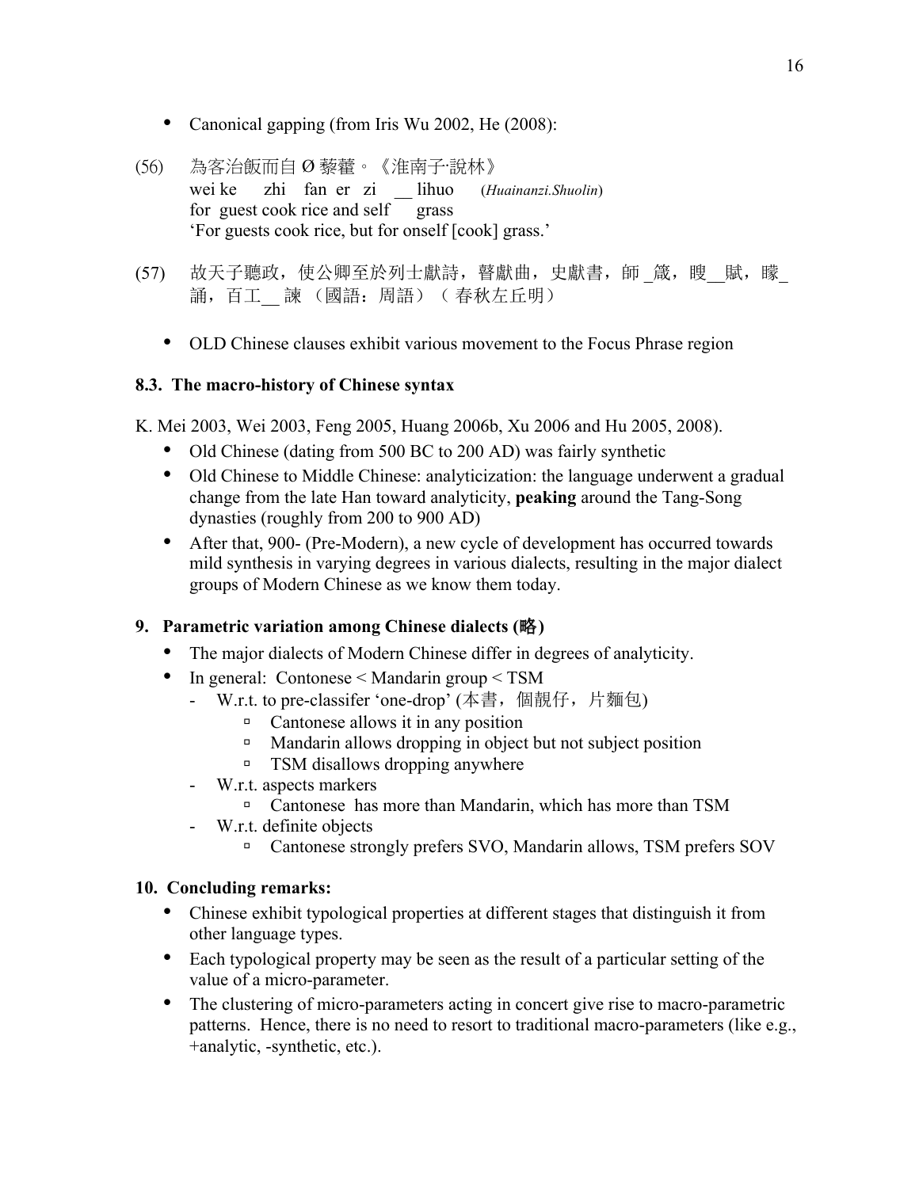- Canonical gapping (from Iris Wu 2002, He (2008):

(56) 為客治飯而自 Ø 藜藿。《淮南子·說林》
wei ke zhi fan er zi __ lihuo (*Huainanzi.Shuolin*)
for guest cook rice and self grass
'For guests cook rice, but for onself [cook] grass.'

(57) 故天子聽政，使公卿至於列士獻詩，瞽獻曲，史獻書，師 _箴，瞍__賦，矇_ 誦，百工__ 諫 （國語：周語）（ 春秋左丘明）

- OLD Chinese clauses exhibit various movement to the Focus Phrase region

### 8.3. The macro-history of Chinese syntax

K. Mei 2003, Wei 2003, Feng 2005, Huang 2006b, Xu 2006 and Hu 2005, 2008).

- Old Chinese (dating from 500 BC to 200 AD) was fairly synthetic
- Old Chinese to Middle Chinese: analyticization: the language underwent a gradual change from the late Han toward analyticity, **peaking** around the Tang-Song dynasties (roughly from 200 to 900 AD)
- After that, 900- (Pre-Modern), a new cycle of development has occurred towards mild synthesis in varying degrees in various dialects, resulting in the major dialect groups of Modern Chinese as we know them today.

## 9. Parametric variation among Chinese dialects (略)

- The major dialects of Modern Chinese differ in degrees of analyticity.
- In general: Contonese < Mandarin group < TSM
  - W.r.t. to pre-classifer 'one-drop' (本書，個靚仔，片麵包)
    - Cantonese allows it in any position
    - Mandarin allows dropping in object but not subject position
    - TSM disallows dropping anywhere
  - W.r.t. aspects markers
    - Cantonese has more than Mandarin, which has more than TSM
  - W.r.t. definite objects
    - Cantonese strongly prefers SVO, Mandarin allows, TSM prefers SOV

## 10. Concluding remarks:

- Chinese exhibit typological properties at different stages that distinguish it from other language types.
- Each typological property may be seen as the result of a particular setting of the value of a micro-parameter.
- The clustering of micro-parameters acting in concert give rise to macro-parametric patterns. Hence, there is no need to resort to traditional macro-parameters (like e.g., +analytic, -synthetic, etc.).